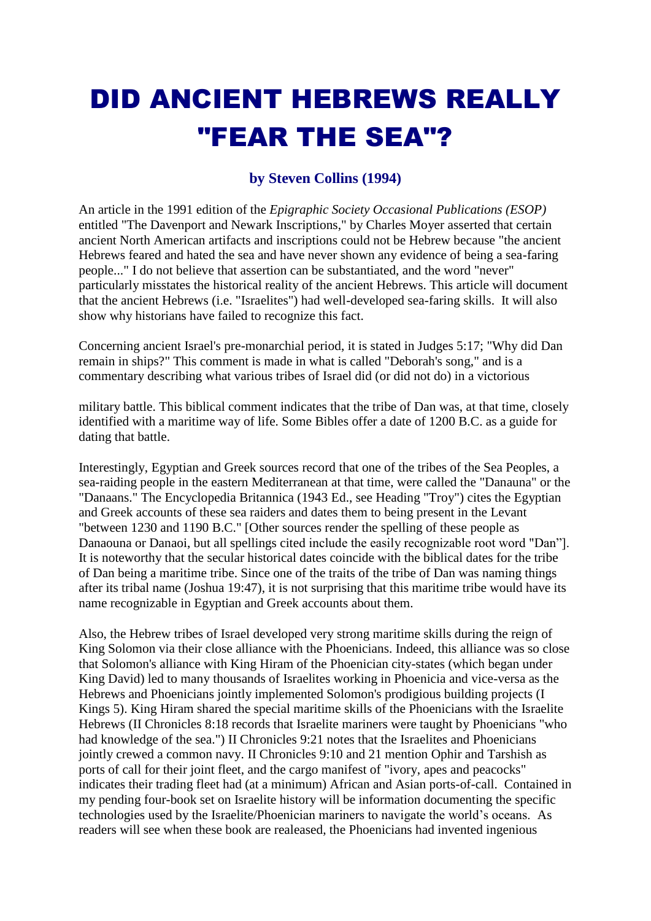# DID ANCIENT HEBREWS REALLY "FEAR THE SEA"?

**by Steven Collins (1994)**

An article in the 1991 edition of the *Epigraphic Society Occasional Publications (ESOP)* entitled "The Davenport and Newark Inscriptions," by Charles Moyer asserted that certain ancient North American artifacts and inscriptions could not be Hebrew because "the ancient Hebrews feared and hated the sea and have never shown any evidence of being a sea-faring people..." I do not believe that assertion can be substantiated, and the word "never" particularly misstates the historical reality of the ancient Hebrews. This article will document that the ancient Hebrews (i.e. "Israelites") had well-developed sea-faring skills. It will also show why historians have failed to recognize this fact.

Concerning ancient Israel's pre-monarchial period, it is stated in Judges 5:17; "Why did Dan remain in ships?" This comment is made in what is called "Deborah's song," and is a commentary describing what various tribes of Israel did (or did not do) in a victorious military battle. This biblical comment indicates that the tribe of Dan was, at that time, closely identified with a maritime way of life. Some Bibles offer a date of 1200 B.C. as a guide for dating that battle.

Interestingly, Egyptian and Greek sources record that one of the tribes of the Sea Peoples, a sea-raiding people in the eastern Mediterranean at that time, were called the "Danauna" or the "Danaans." The Encyclopedia Britannica (1943 Ed., see Heading "Troy") cites the Egyptian and Greek accounts of these sea raiders and dates them to being present in the Levant "between 1230 and 1190 B.C." [Other sources render the spelling of these people as Danaouna or Danaoi, but all spellings cited include the easily recognizable root word "Dan"]. It is noteworthy that the secular historical dates coincide with the biblical dates for the tribe of Dan being a maritime tribe. Since one of the traits of the tribe of Dan was naming things after its tribal name (Joshua 19:47), it is not surprising that this maritime tribe would have its name recognizable in Egyptian and Greek accounts about them.

Also, the Hebrew tribes of Israel developed very strong maritime skills during the reign of King Solomon via their close alliance with the Phoenicians. Indeed, this alliance was so close that Solomon's alliance with King Hiram of the Phoenician city-states (which began under King David) led to many thousands of Israelites working in Phoenicia and vice-versa as the Hebrews and Phoenicians jointly implemented Solomon's prodigious building projects (I Kings 5). King Hiram shared the special maritime skills of the Phoenicians with the Israelite Hebrews (II Chronicles 8:18 records that Israelite mariners were taught by Phoenicians "who had knowledge of the sea.") II Chronicles 9:21 notes that the Israelites and Phoenicians jointly crewed a common navy. II Chronicles 9:10 and 21 mention Ophir and Tarshish as ports of call for their joint fleet, and the cargo manifest of "ivory, apes and peacocks" indicates their trading fleet had (at a minimum) African and Asian ports-of-call. Contained in my pending four-book set on Israelite history will be information documenting the specific technologies used by the Israelite/Phoenician mariners to navigate the world's oceans. As readers will see when these book are realeased, the Phoenicians had invented ingenious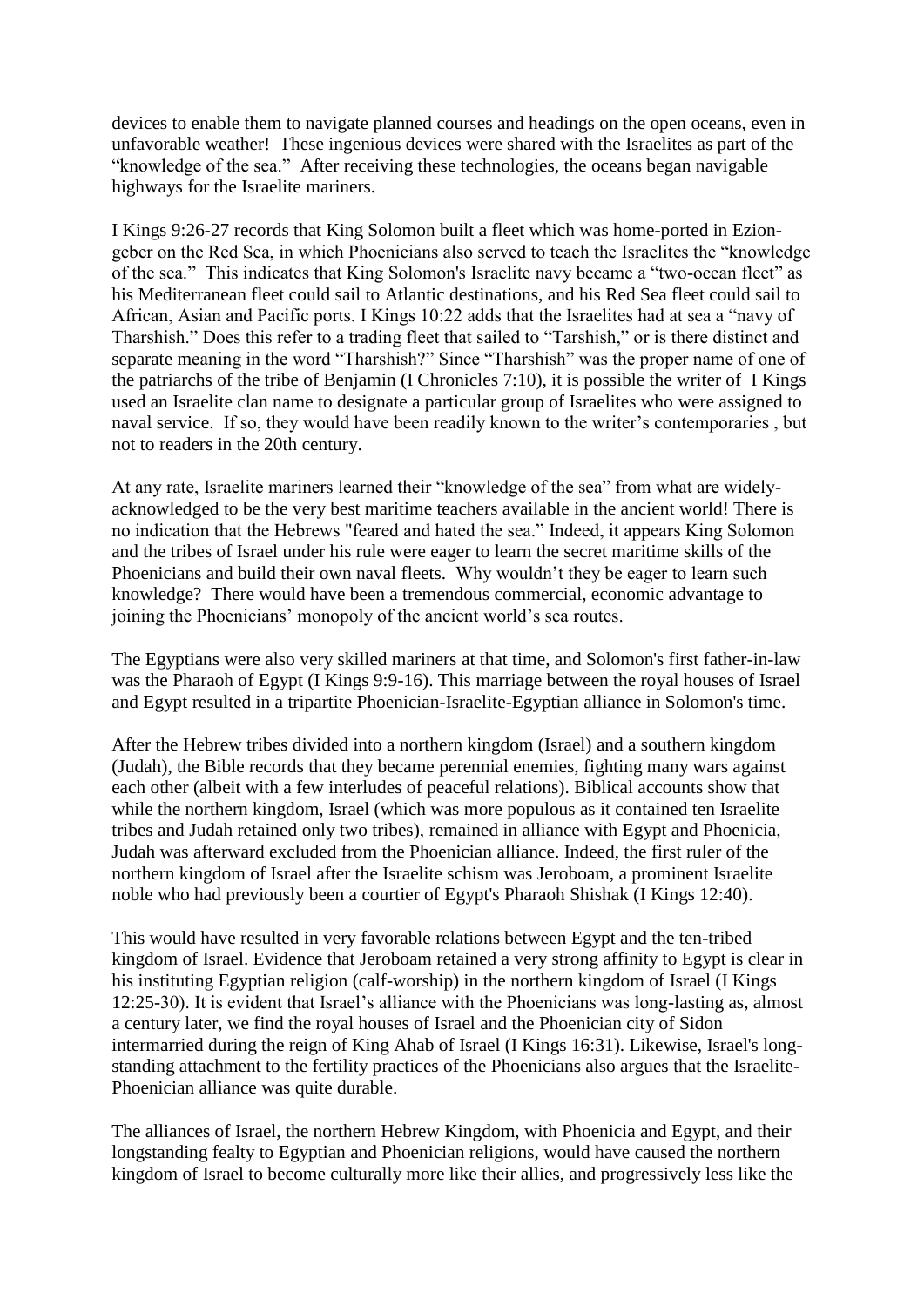devices to enable them to navigate planned courses and headings on the open oceans, even in unfavorable weather! These ingenious devices were shared with the Israelites as part of the "knowledge of the sea." After receiving these technologies, the oceans began navigable highways for the Israelite mariners.

I Kings 9:26-27 records that King Solomon built a fleet which was home-ported in Ezion-geber on the Red Sea, in which Phoenicians also served to teach the Israelites the "knowledge of the sea." This indicates that King Solomon's Israelite navy became a "two-ocean fleet" as his Mediterranean fleet could sail to Atlantic destinations, and his Red Sea fleet could sail to African, Asian and Pacific ports. I Kings 10:22 adds that the Israelites had at sea a "navy of Tharshish." Does this refer to a trading fleet that sailed to "Tarshish," or is there distinct and separate meaning in the word "Tharshish?" Since "Tharshish" was the proper name of one of the patriarchs of the tribe of Benjamin (I Chronicles 7:10), it is possible the writer of I Kings used an Israelite clan name to designate a particular group of Israelites who were assigned to naval service. If so, they would have been readily known to the writer's contemporaries , but not to readers in the 20th century.

At any rate, Israelite mariners learned their "knowledge of the sea" from what are widely-acknowledged to be the very best maritime teachers available in the ancient world! There is no indication that the Hebrews "feared and hated the sea." Indeed, it appears King Solomon and the tribes of Israel under his rule were eager to learn the secret maritime skills of the Phoenicians and build their own naval fleets. Why wouldn't they be eager to learn such knowledge? There would have been a tremendous commercial, economic advantage to joining the Phoenicians' monopoly of the ancient world's sea routes.

The Egyptians were also very skilled mariners at that time, and Solomon's first father-in-law was the Pharaoh of Egypt (I Kings 9:9-16). This marriage between the royal houses of Israel and Egypt resulted in a tripartite Phoenician-Israelite-Egyptian alliance in Solomon's time.

After the Hebrew tribes divided into a northern kingdom (Israel) and a southern kingdom (Judah), the Bible records that they became perennial enemies, fighting many wars against each other (albeit with a few interludes of peaceful relations). Biblical accounts show that while the northern kingdom, Israel (which was more populous as it contained ten Israelite tribes and Judah retained only two tribes), remained in alliance with Egypt and Phoenicia, Judah was afterward excluded from the Phoenician alliance. Indeed, the first ruler of the northern kingdom of Israel after the Israelite schism was Jeroboam, a prominent Israelite noble who had previously been a courtier of Egypt's Pharaoh Shishak (I Kings 12:40).

This would have resulted in very favorable relations between Egypt and the ten-tribed kingdom of Israel. Evidence that Jeroboam retained a very strong affinity to Egypt is clear in his instituting Egyptian religion (calf-worship) in the northern kingdom of Israel (I Kings 12:25-30). It is evident that Israel's alliance with the Phoenicians was long-lasting as, almost a century later, we find the royal houses of Israel and the Phoenician city of Sidon intermarried during the reign of King Ahab of Israel (I Kings 16:31). Likewise, Israel's long-standing attachment to the fertility practices of the Phoenicians also argues that the Israelite-Phoenician alliance was quite durable.

The alliances of Israel, the northern Hebrew Kingdom, with Phoenicia and Egypt, and their longstanding fealty to Egyptian and Phoenician religions, would have caused the northern kingdom of Israel to become culturally more like their allies, and progressively less like the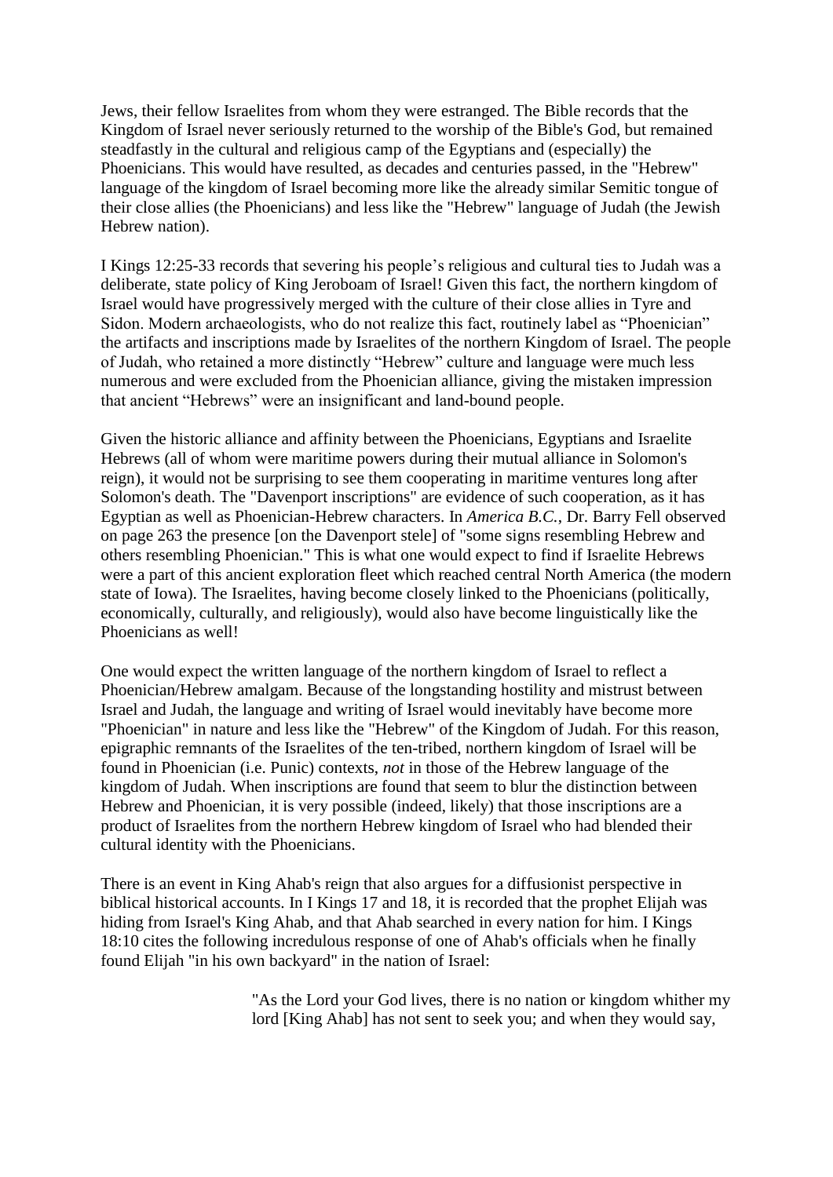Jews, their fellow Israelites from whom they were estranged. The Bible records that the Kingdom of Israel never seriously returned to the worship of the Bible's God, but remained steadfastly in the cultural and religious camp of the Egyptians and (especially) the Phoenicians. This would have resulted, as decades and centuries passed, in the "Hebrew" language of the kingdom of Israel becoming more like the already similar Semitic tongue of their close allies (the Phoenicians) and less like the "Hebrew" language of Judah (the Jewish Hebrew nation).

I Kings 12:25-33 records that severing his people's religious and cultural ties to Judah was a deliberate, state policy of King Jeroboam of Israel! Given this fact, the northern kingdom of Israel would have progressively merged with the culture of their close allies in Tyre and Sidon. Modern archaeologists, who do not realize this fact, routinely label as "Phoenician" the artifacts and inscriptions made by Israelites of the northern Kingdom of Israel. The people of Judah, who retained a more distinctly "Hebrew" culture and language were much less numerous and were excluded from the Phoenician alliance, giving the mistaken impression that ancient "Hebrews" were an insignificant and land-bound people.

Given the historic alliance and affinity between the Phoenicians, Egyptians and Israelite Hebrews (all of whom were maritime powers during their mutual alliance in Solomon's reign), it would not be surprising to see them cooperating in maritime ventures long after Solomon's death. The "Davenport inscriptions" are evidence of such cooperation, as it has Egyptian as well as Phoenician-Hebrew characters. In *America B.C.*, Dr. Barry Fell observed on page 263 the presence [on the Davenport stele] of "some signs resembling Hebrew and others resembling Phoenician." This is what one would expect to find if Israelite Hebrews were a part of this ancient exploration fleet which reached central North America (the modern state of Iowa). The Israelites, having become closely linked to the Phoenicians (politically, economically, culturally, and religiously), would also have become linguistically like the Phoenicians as well!

One would expect the written language of the northern kingdom of Israel to reflect a Phoenician/Hebrew amalgam. Because of the longstanding hostility and mistrust between Israel and Judah, the language and writing of Israel would inevitably have become more "Phoenician" in nature and less like the "Hebrew" of the Kingdom of Judah. For this reason, epigraphic remnants of the Israelites of the ten-tribed, northern kingdom of Israel will be found in Phoenician (i.e. Punic) contexts, *not* in those of the Hebrew language of the kingdom of Judah. When inscriptions are found that seem to blur the distinction between Hebrew and Phoenician, it is very possible (indeed, likely) that those inscriptions are a product of Israelites from the northern Hebrew kingdom of Israel who had blended their cultural identity with the Phoenicians.

There is an event in King Ahab's reign that also argues for a diffusionist perspective in biblical historical accounts. In I Kings 17 and 18, it is recorded that the prophet Elijah was hiding from Israel's King Ahab, and that Ahab searched in every nation for him. I Kings 18:10 cites the following incredulous response of one of Ahab's officials when he finally found Elijah "in his own backyard" in the nation of Israel:

> "As the Lord your God lives, there is no nation or kingdom whither my lord [King Ahab] has not sent to seek you; and when they would say,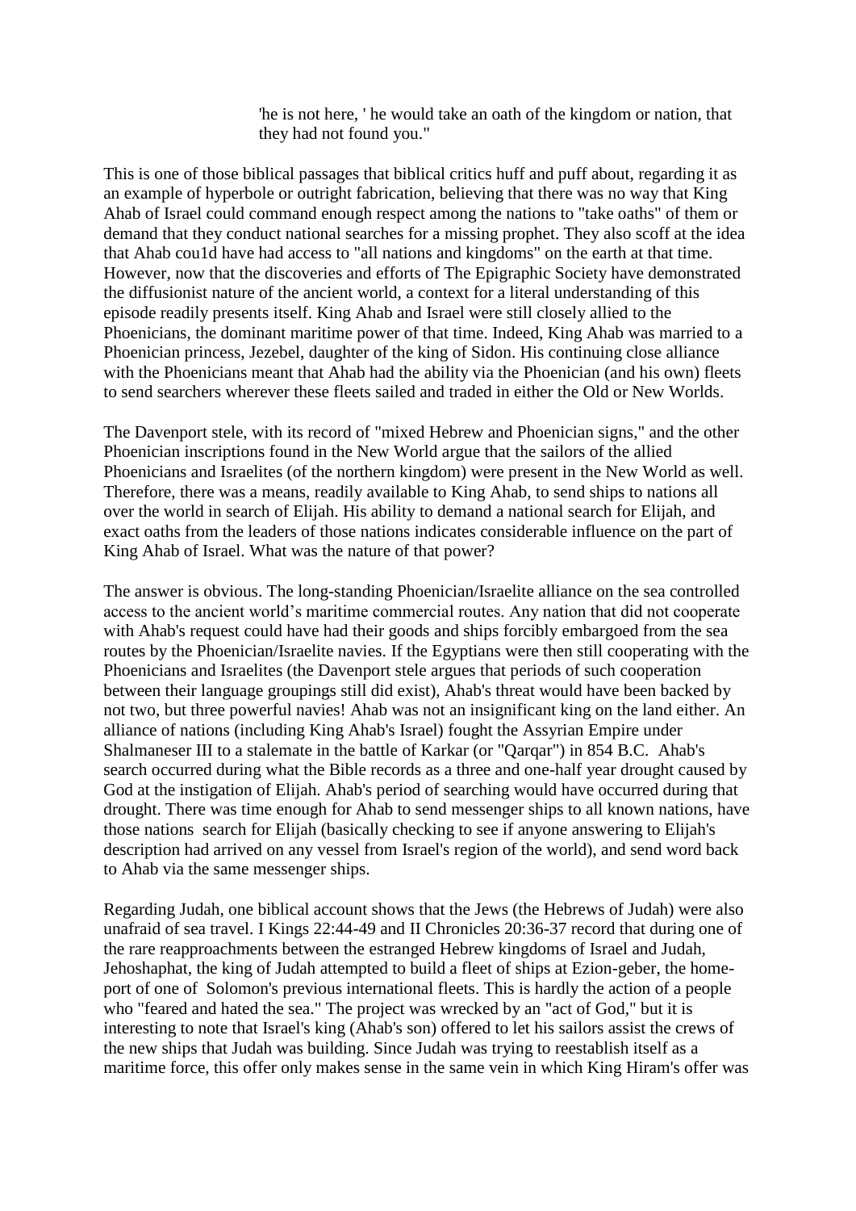> 'he is not here, ' he would take an oath of the kingdom or nation, that they had not found you."

This is one of those biblical passages that biblical critics huff and puff about, regarding it as an example of hyperbole or outright fabrication, believing that there was no way that King Ahab of Israel could command enough respect among the nations to "take oaths" of them or demand that they conduct national searches for a missing prophet. They also scoff at the idea that Ahab cou1d have had access to "all nations and kingdoms" on the earth at that time. However, now that the discoveries and efforts of The Epigraphic Society have demonstrated the diffusionist nature of the ancient world, a context for a literal understanding of this episode readily presents itself. King Ahab and Israel were still closely allied to the Phoenicians, the dominant maritime power of that time. Indeed, King Ahab was married to a Phoenician princess, Jezebel, daughter of the king of Sidon. His continuing close alliance with the Phoenicians meant that Ahab had the ability via the Phoenician (and his own) fleets to send searchers wherever these fleets sailed and traded in either the Old or New Worlds.

The Davenport stele, with its record of "mixed Hebrew and Phoenician signs," and the other Phoenician inscriptions found in the New World argue that the sailors of the allied Phoenicians and Israelites (of the northern kingdom) were present in the New World as well. Therefore, there was a means, readily available to King Ahab, to send ships to nations all over the world in search of Elijah. His ability to demand a national search for Elijah, and exact oaths from the leaders of those nations indicates considerable influence on the part of King Ahab of Israel. What was the nature of that power?

The answer is obvious. The long-standing Phoenician/Israelite alliance on the sea controlled access to the ancient world's maritime commercial routes. Any nation that did not cooperate with Ahab's request could have had their goods and ships forcibly embargoed from the sea routes by the Phoenician/Israelite navies. If the Egyptians were then still cooperating with the Phoenicians and Israelites (the Davenport stele argues that periods of such cooperation between their language groupings still did exist), Ahab's threat would have been backed by not two, but three powerful navies! Ahab was not an insignificant king on the land either. An alliance of nations (including King Ahab's Israel) fought the Assyrian Empire under Shalmaneser III to a stalemate in the battle of Karkar (or "Qarqar") in 854 B.C. Ahab's search occurred during what the Bible records as a three and one-half year drought caused by God at the instigation of Elijah. Ahab's period of searching would have occurred during that drought. There was time enough for Ahab to send messenger ships to all known nations, have those nations search for Elijah (basically checking to see if anyone answering to Elijah's description had arrived on any vessel from Israel's region of the world), and send word back to Ahab via the same messenger ships.

Regarding Judah, one biblical account shows that the Jews (the Hebrews of Judah) were also unafraid of sea travel. I Kings 22:44-49 and II Chronicles 20:36-37 record that during one of the rare reapproachments between the estranged Hebrew kingdoms of Israel and Judah, Jehoshaphat, the king of Judah attempted to build a fleet of ships at Ezion-geber, the home-port of one of Solomon's previous international fleets. This is hardly the action of a people who "feared and hated the sea." The project was wrecked by an "act of God," but it is interesting to note that Israel's king (Ahab's son) offered to let his sailors assist the crews of the new ships that Judah was building. Since Judah was trying to reestablish itself as a maritime force, this offer only makes sense in the same vein in which King Hiram's offer was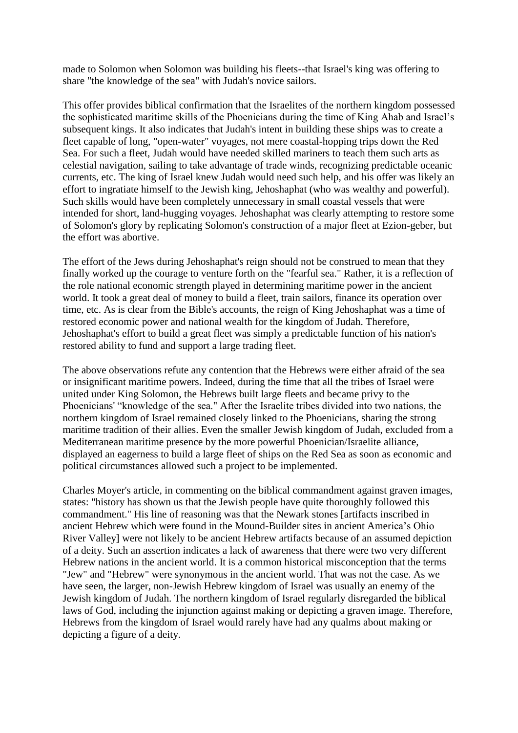made to Solomon when Solomon was building his fleets--that Israel's king was offering to share "the knowledge of the sea" with Judah's novice sailors.

This offer provides biblical confirmation that the Israelites of the northern kingdom possessed the sophisticated maritime skills of the Phoenicians during the time of King Ahab and Israel's subsequent kings. It also indicates that Judah's intent in building these ships was to create a fleet capable of long, "open-water" voyages, not mere coastal-hopping trips down the Red Sea. For such a fleet, Judah would have needed skilled mariners to teach them such arts as celestial navigation, sailing to take advantage of trade winds, recognizing predictable oceanic currents, etc. The king of Israel knew Judah would need such help, and his offer was likely an effort to ingratiate himself to the Jewish king, Jehoshaphat (who was wealthy and powerful). Such skills would have been completely unnecessary in small coastal vessels that were intended for short, land-hugging voyages. Jehoshaphat was clearly attempting to restore some of Solomon's glory by replicating Solomon's construction of a major fleet at Ezion-geber, but the effort was abortive.

The effort of the Jews during Jehoshaphat's reign should not be construed to mean that they finally worked up the courage to venture forth on the "fearful sea." Rather, it is a reflection of the role national economic strength played in determining maritime power in the ancient world. It took a great deal of money to build a fleet, train sailors, finance its operation over time, etc. As is clear from the Bible's accounts, the reign of King Jehoshaphat was a time of restored economic power and national wealth for the kingdom of Judah. Therefore, Jehoshaphat's effort to build a great fleet was simply a predictable function of his nation's restored ability to fund and support a large trading fleet.

The above observations refute any contention that the Hebrews were either afraid of the sea or insignificant maritime powers. Indeed, during the time that all the tribes of Israel were united under King Solomon, the Hebrews built large fleets and became privy to the Phoenicians' "knowledge of the sea." After the Israelite tribes divided into two nations, the northern kingdom of Israel remained closely linked to the Phoenicians, sharing the strong maritime tradition of their allies. Even the smaller Jewish kingdom of Judah, excluded from a Mediterranean maritime presence by the more powerful Phoenician/Israelite alliance, displayed an eagerness to build a large fleet of ships on the Red Sea as soon as economic and political circumstances allowed such a project to be implemented.

Charles Moyer's article, in commenting on the biblical commandment against graven images, states: "history has shown us that the Jewish people have quite thoroughly followed this commandment." His line of reasoning was that the Newark stones [artifacts inscribed in ancient Hebrew which were found in the Mound-Builder sites in ancient America's Ohio River Valley] were not likely to be ancient Hebrew artifacts because of an assumed depiction of a deity. Such an assertion indicates a lack of awareness that there were two very different Hebrew nations in the ancient world. It is a common historical misconception that the terms "Jew" and "Hebrew" were synonymous in the ancient world. That was not the case. As we have seen, the larger, non-Jewish Hebrew kingdom of Israel was usually an enemy of the Jewish kingdom of Judah. The northern kingdom of Israel regularly disregarded the biblical laws of God, including the injunction against making or depicting a graven image. Therefore, Hebrews from the kingdom of Israel would rarely have had any qualms about making or depicting a figure of a deity.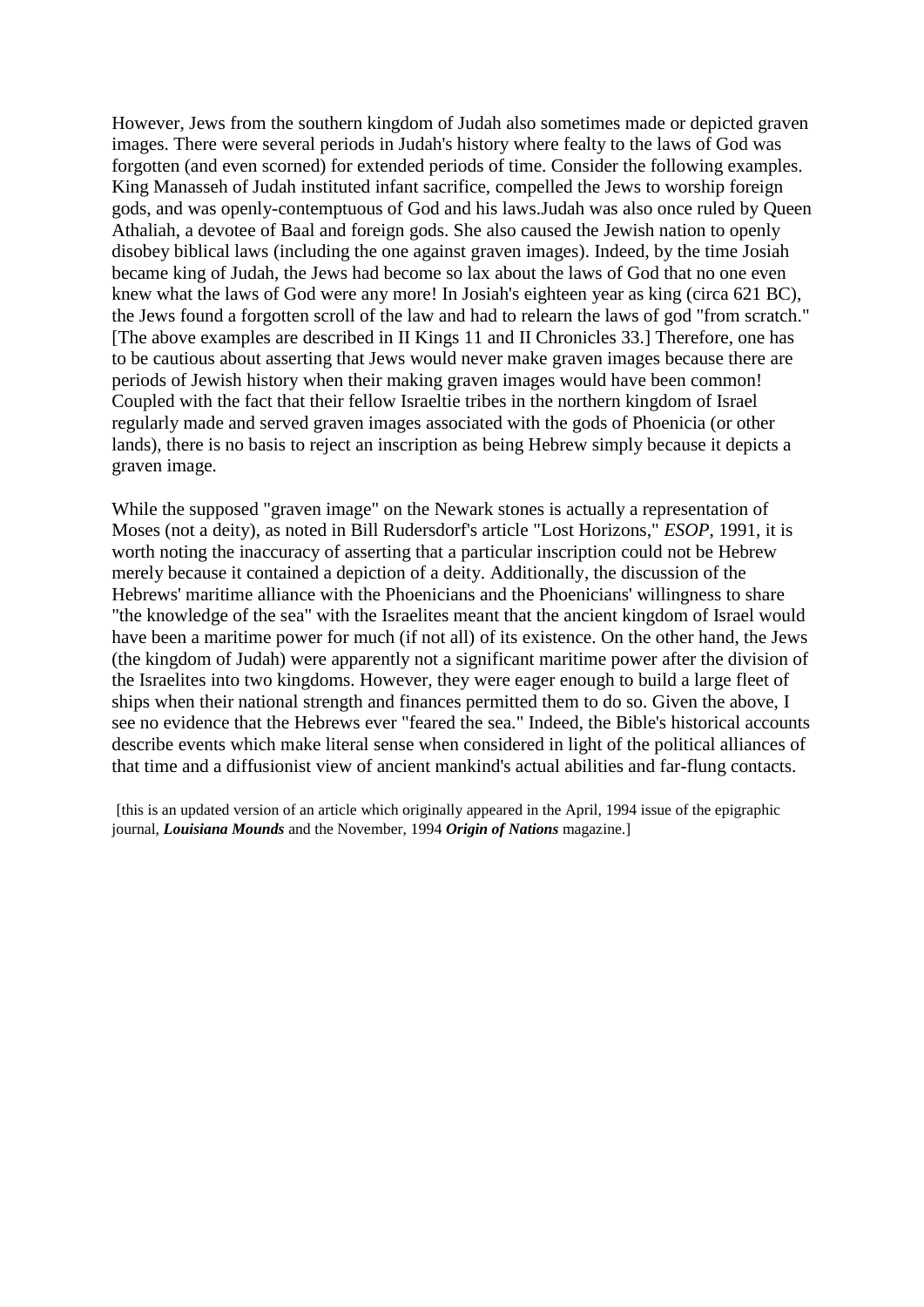However, Jews from the southern kingdom of Judah also sometimes made or depicted graven images. There were several periods in Judah's history where fealty to the laws of God was forgotten (and even scorned) for extended periods of time. Consider the following examples. King Manasseh of Judah instituted infant sacrifice, compelled the Jews to worship foreign gods, and was openly-contemptuous of God and his laws.Judah was also once ruled by Queen Athaliah, a devotee of Baal and foreign gods. She also caused the Jewish nation to openly disobey biblical laws (including the one against graven images). Indeed, by the time Josiah became king of Judah, the Jews had become so lax about the laws of God that no one even knew what the laws of God were any more! In Josiah's eighteen year as king (circa 621 BC), the Jews found a forgotten scroll of the law and had to relearn the laws of god "from scratch." [The above examples are described in II Kings 11 and II Chronicles 33.] Therefore, one has to be cautious about asserting that Jews would never make graven images because there are periods of Jewish history when their making graven images would have been common! Coupled with the fact that their fellow Israeltie tribes in the northern kingdom of Israel regularly made and served graven images associated with the gods of Phoenicia (or other lands), there is no basis to reject an inscription as being Hebrew simply because it depicts a graven image.

While the supposed "graven image" on the Newark stones is actually a representation of Moses (not a deity), as noted in Bill Rudersdorf's article "Lost Horizons," *ESOP*, 1991, it is worth noting the inaccuracy of asserting that a particular inscription could not be Hebrew merely because it contained a depiction of a deity. Additionally, the discussion of the Hebrews' maritime alliance with the Phoenicians and the Phoenicians' willingness to share "the knowledge of the sea" with the Israelites meant that the ancient kingdom of Israel would have been a maritime power for much (if not all) of its existence. On the other hand, the Jews (the kingdom of Judah) were apparently not a significant maritime power after the division of the Israelites into two kingdoms. However, they were eager enough to build a large fleet of ships when their national strength and finances permitted them to do so. Given the above, I see no evidence that the Hebrews ever "feared the sea." Indeed, the Bible's historical accounts describe events which make literal sense when considered in light of the political alliances of that time and a diffusionist view of ancient mankind's actual abilities and far-flung contacts.

[this is an updated version of an article which originally appeared in the April, 1994 issue of the epigraphic journal, ***Louisiana Mounds*** and the November, 1994 ***Origin of Nations*** magazine.]